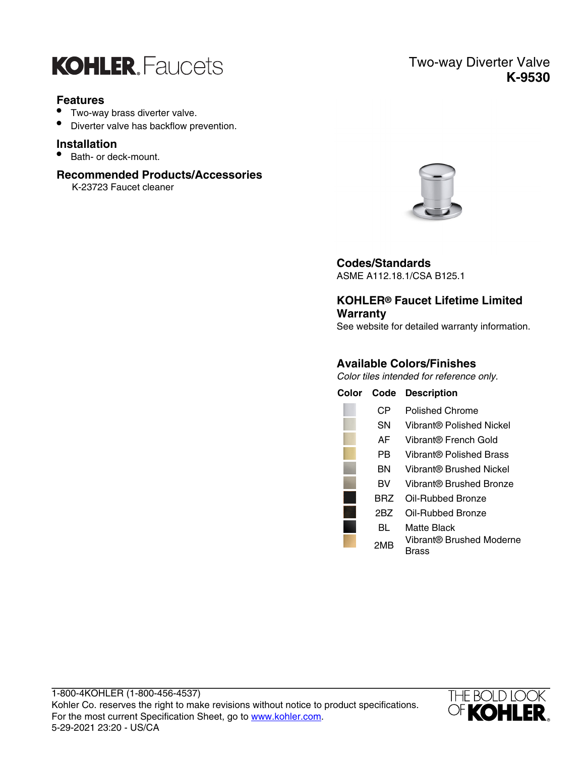# KOHLER Faucets

# Two-way Diverter Valve
# K-9530

## Features

- Two-way brass diverter valve.
- Diverter valve has backflow prevention.

## Installation

- Bath- or deck-mount.

## Recommended Products/Accessories

K-23723 Faucet cleaner

## Codes/Standards

ASME A112.18.1/CSA B125.1

## KOHLER® Faucet Lifetime Limited Warranty

See website for detailed warranty information.

## Available Colors/Finishes

*Color tiles intended for reference only.*

| Color | Code | Description |
|---|---|---|
| | CP | Polished Chrome |
| | SN | Vibrant® Polished Nickel |
| | AF | Vibrant® French Gold |
| | PB | Vibrant® Polished Brass |
| | BN | Vibrant® Brushed Nickel |
| | BV | Vibrant® Brushed Bronze |
| | BRZ | Oil-Rubbed Bronze |
| | 2BZ | Oil-Rubbed Bronze |
| | BL | Matte Black |
| | 2MB | Vibrant® Brushed Moderne Brass |

1-800-4KOHLER (1-800-456-4537)
Kohler Co. reserves the right to make revisions without notice to product specifications.
For the most current Specification Sheet, go to www.kohler.com.
5-29-2021 23:20 - US/CA

THE BOLD LOOK OF KOHLER.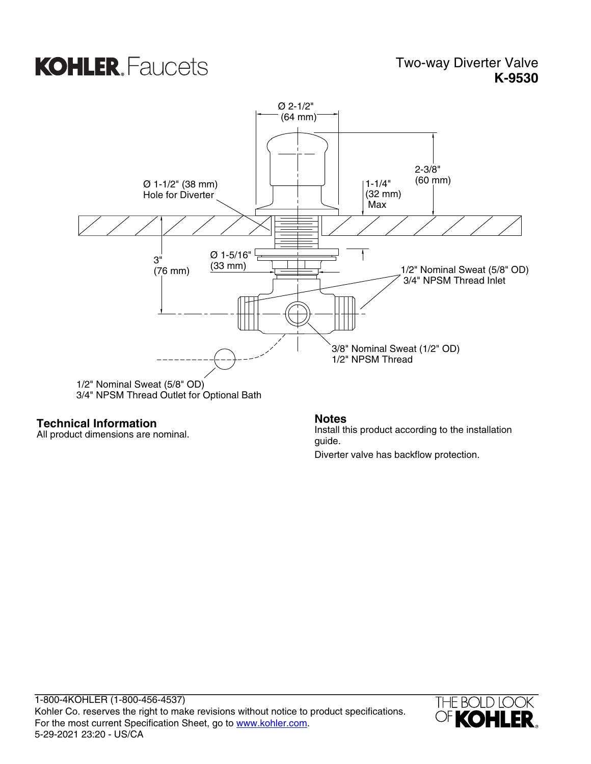# KOHLER. Faucets

## Two-way Diverter Valve
## **K-9530**

Ø 2-1/2"
(64 mm)

2-3/8"
(60 mm)

Ø 1-1/2" (38 mm)
Hole for Diverter

1-1/4"
(32 mm)
Max

3"
(76 mm)

Ø 1-5/16"
(33 mm)

1/2" Nominal Sweat (5/8" OD)
3/4" NPSM Thread Inlet

3/8" Nominal Sweat (1/2" OD)
1/2" NPSM Thread

1/2" Nominal Sweat (5/8" OD)
3/4" NPSM Thread Outlet for Optional Bath

### Technical Information

All product dimensions are nominal.

### Notes

Install this product according to the installation guide.

Diverter valve has backflow protection.

1-800-4KOHLER (1-800-456-4537)
Kohler Co. reserves the right to make revisions without notice to product specifications.
For the most current Specification Sheet, go to www.kohler.com.
5-29-2021 23:20 - US/CA